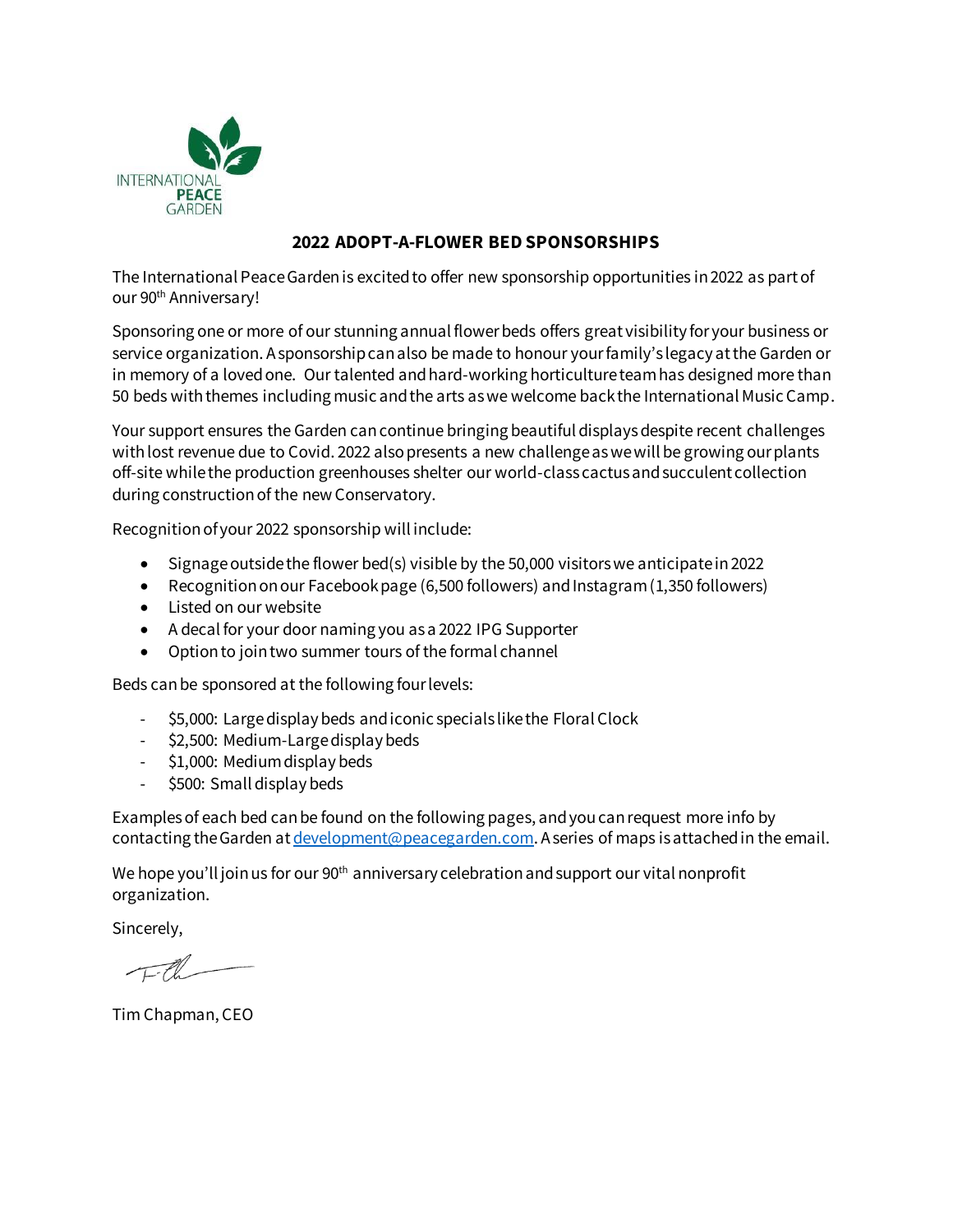INTERNATIONAL **PEACE** GARDEN

## 2022 ADOPT-A-FLOWER BED SPONSORSHIPS

The International Peace Garden is excited to offer new sponsorship opportunities in 2022 as part of our 90th Anniversary!

Sponsoring one or more of our stunning annual flower beds offers great visibility for your business or service organization. A sponsorship can also be made to honour your family's legacy at the Garden or in memory of a loved one. Our talented and hard-working horticulture team has designed more than 50 beds with themes including music and the arts as we welcome back the International Music Camp.

Your support ensures the Garden can continue bringing beautiful displays despite recent challenges with lost revenue due to Covid. 2022 also presents a new challenge as we will be growing our plants off-site while the production greenhouses shelter our world-class cactus and succulent collection during construction of the new Conservatory.

Recognition of your 2022 sponsorship will include:

- Signage outside the flower bed(s) visible by the 50,000 visitors we anticipate in 2022
- Recognition on our Facebook page (6,500 followers) and Instagram (1,350 followers)
- Listed on our website
- A decal for your door naming you as a 2022 IPG Supporter
- Option to join two summer tours of the formal channel

Beds can be sponsored at the following four levels:

- $5,000: Large display beds and iconic specials like the Floral Clock
- $2,500: Medium-Large display beds
- $1,000: Medium display beds
- $500: Small display beds

Examples of each bed can be found on the following pages, and you can request more info by contacting the Garden at development@peacegarden.com. A series of maps is attached in the email.

We hope you'll join us for our 90th anniversary celebration and support our vital nonprofit organization.

Sincerely,

Tim Chapman, CEO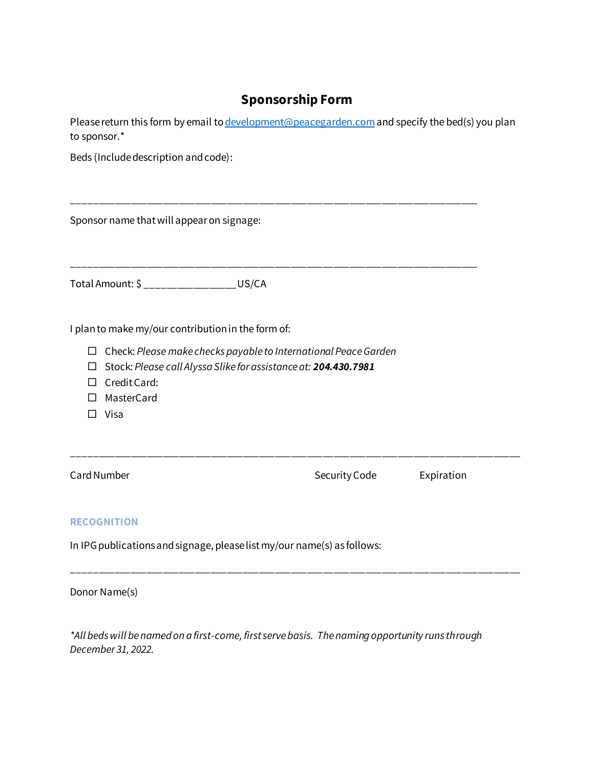# Sponsorship Form

Please return this form by email to [development@peacegarden.com](mailto:development@peacegarden.com) and specify the bed(s) you plan to sponsor.*

Beds (Include description and code):

______________________________________________________________________

Sponsor name that will appear on signage:

______________________________________________________________________

Total Amount: $ ________________ US/CA

I plan to make my/our contribution in the form of:

- ☐ Check: *Please make checks payable to International Peace Garden*
- ☐ Stock: *Please call Alyssa Slike for assistance at:* ***204.430.7981***
- ☐ Credit Card:
- ☐ MasterCard
- ☐ Visa

______________________________________________________________________

Card Number Security Code Expiration

## RECOGNITION

In IPG publications and signage, please list my/our name(s) as follows:

______________________________________________________________________

Donor Name(s)

*\*All beds will be named on a first-come, first serve basis. The naming opportunity runs through December 31, 2022.*